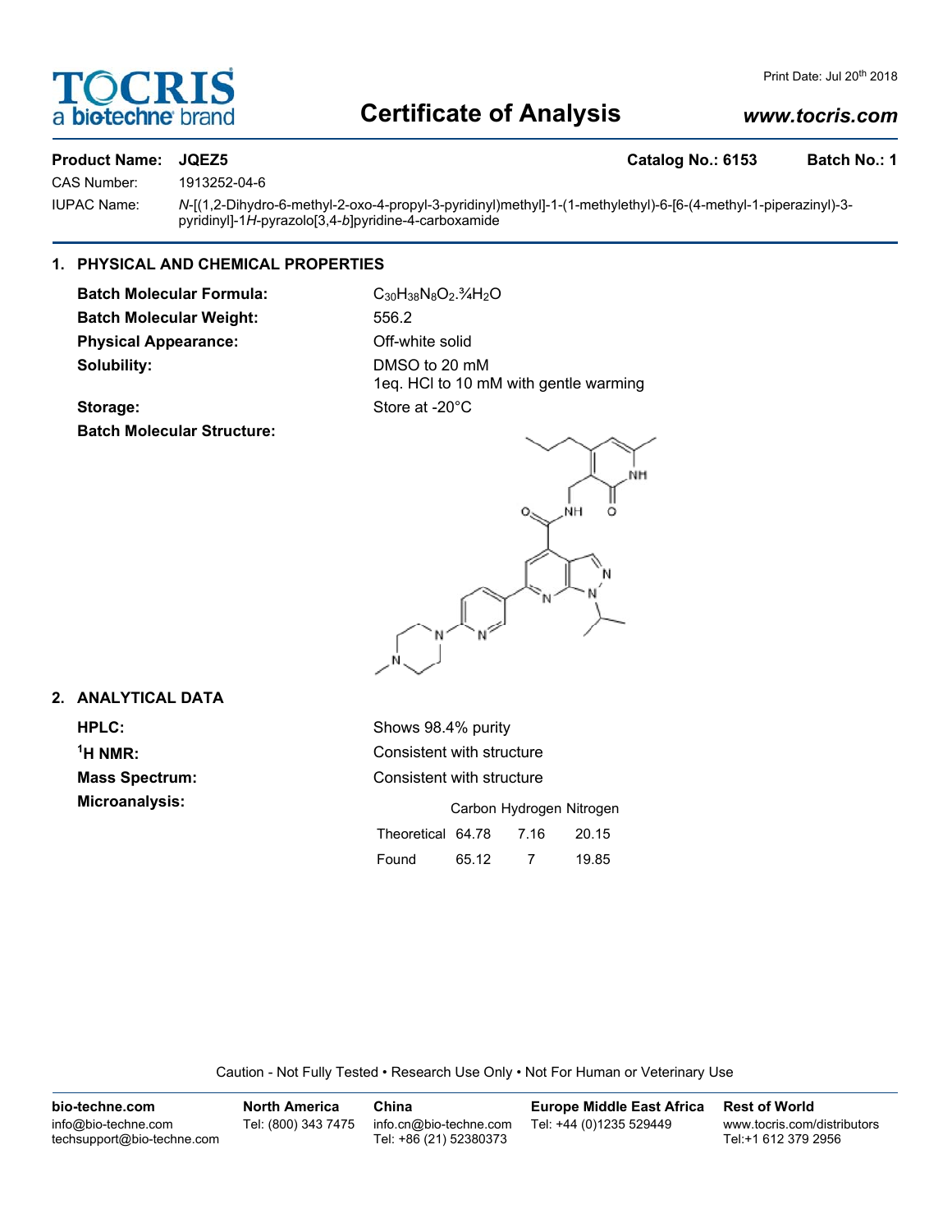# TOCRIS a bio-techne brand

## Certificate of Analysis

Print Date: Jul 20th 2018

www.tocris.com

**Product Name: JQEZ5** **Catalog No.: 6153** **Batch No.: 1**

CAS Number: 1913252-04-6

IUPAC Name: *N*-[(1,2-Dihydro-6-methyl-2-oxo-4-propyl-3-pyridinyl)methyl]-1-(1-methylethyl)-6-[6-(4-methyl-1-piperazinyl)-3-pyridinyl]-1*H*-pyrazolo[3,4-*b*]pyridine-4-carboxamide

### 1. PHYSICAL AND CHEMICAL PROPERTIES

**Batch Molecular Formula:** $C_{30}H_{38}N_8O_2.¾H_2O$

**Batch Molecular Weight:** 556.2

**Physical Appearance:** Off-white solid

**Solubility:** DMSO to 20 mM
1eq. HCl to 10 mM with gentle warming

**Storage:** Store at -20°C

**Batch Molecular Structure:**

### 2. ANALYTICAL DATA

**HPLC:** Shows 98.4% purity

**$^1$H NMR:** Consistent with structure

**Mass Spectrum:** Consistent with structure

**Microanalysis:**

| | Carbon | Hydrogen | Nitrogen |
|---|---|---|---|
| Theoretical | 64.78 | 7.16 | 20.15 |
| Found | 65.12 | 7 | 19.85 |

Caution - Not Fully Tested • Research Use Only • Not For Human or Veterinary Use

**bio-techne.com**
info@bio-techne.com
techsupport@bio-techne.com

**North America**
Tel: (800) 343 7475

**China**
info.cn@bio-techne.com
Tel: +86 (21) 52380373

**Europe Middle East Africa**
Tel: +44 (0)1235 529449

**Rest of World**
www.tocris.com/distributors
Tel:+1 612 379 2956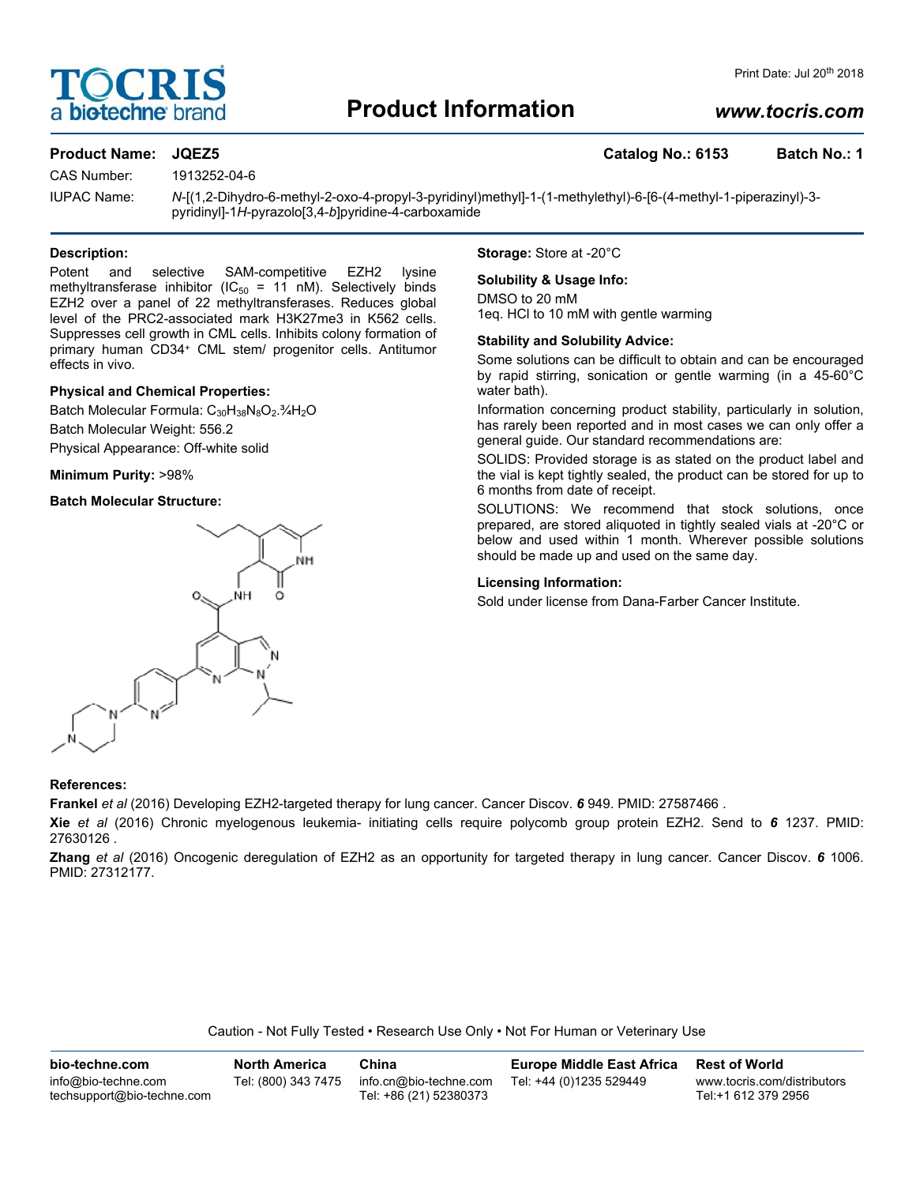# Product Information

*www.tocris.com*

**Product Name: JQEZ5** **Catalog No.: 6153** **Batch No.: 1**

CAS Number: 1913252-04-6

IUPAC Name: *N*-[(1,2-Dihydro-6-methyl-2-oxo-4-propyl-3-pyridinyl)methyl]-1-(1-methylethyl)-6-[6-(4-methyl-1-piperazinyl)-3-pyridinyl]-1*H*-pyrazolo[3,4-*b*]pyridine-4-carboxamide

### Description:

Potent and selective SAM-competitive EZH2 lysine methyltransferase inhibitor ($IC_{50}$ = 11 nM). Selectively binds EZH2 over a panel of 22 methyltransferases. Reduces global level of the PRC2-associated mark H3K27me3 in K562 cells. Suppresses cell growth in CML cells. Inhibits colony formation of primary human $CD34^+$ CML stem/ progenitor cells. Antitumor effects in vivo.

### Physical and Chemical Properties:

Batch Molecular Formula: $C_{30}H_{38}N_8O_2.\frac{3}{4}H_2O$

Batch Molecular Weight: 556.2

Physical Appearance: Off-white solid

**Minimum Purity:** >98%

### Batch Molecular Structure:

### Storage: Store at -20°C

### Solubility & Usage Info:

DMSO to 20 mM

1eq. HCl to 10 mM with gentle warming

### Stability and Solubility Advice:

Some solutions can be difficult to obtain and can be encouraged by rapid stirring, sonication or gentle warming (in a 45-60°C water bath).

Information concerning product stability, particularly in solution, has rarely been reported and in most cases we can only offer a general guide. Our standard recommendations are:

SOLIDS: Provided storage is as stated on the product label and the vial is kept tightly sealed, the product can be stored for up to 6 months from date of receipt.

SOLUTIONS: We recommend that stock solutions, once prepared, are stored aliquoted in tightly sealed vials at -20°C or below and used within 1 month. Wherever possible solutions should be made up and used on the same day.

### Licensing Information:

Sold under license from Dana-Farber Cancer Institute.

### References:

**Frankel** *et al* (2016) Developing EZH2-targeted therapy for lung cancer. Cancer Discov. ***6*** 949. PMID: 27587466 .

**Xie** *et al* (2016) Chronic myelogenous leukemia- initiating cells require polycomb group protein EZH2. Send to ***6*** 1237. PMID: 27630126 .

**Zhang** *et al* (2016) Oncogenic deregulation of EZH2 as an opportunity for targeted therapy in lung cancer. Cancer Discov. ***6*** 1006. PMID: 27312177.

Caution - Not Fully Tested • Research Use Only • Not For Human or Veterinary Use

| bio-techne.com | North America | China | Europe Middle East Africa | Rest of World |
|---|---|---|---|---|
| info@bio-techne.com<br>techsupport@bio-techne.com | Tel: (800) 343 7475 | info.cn@bio-techne.com<br>Tel: +86 (21) 52380373 | Tel: +44 (0)1235 529449 | www.tocris.com/distributors<br>Tel:+1 612 379 2956 |